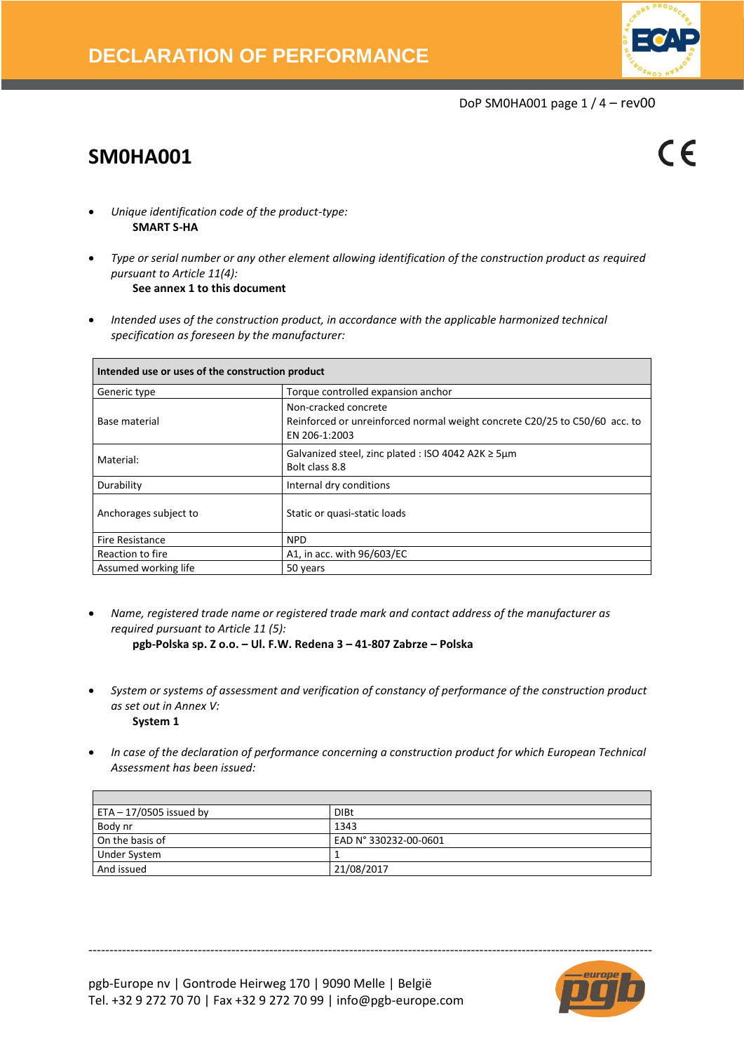# DECLARATION OF PERFORMANCE

DoP SM0HA001 page 1 / 4 – rev00

## SM0HA001

CE

- *Unique identification code of the product-type:*
  **SMART S-HA**

- *Type or serial number or any other element allowing identification of the construction product as required pursuant to Article 11(4):*
  **See annex 1 to this document**

- *Intended uses of the construction product, in accordance with the applicable harmonized technical specification as foreseen by the manufacturer:*

| **Intended use or uses of the construction product** | |
|---|---|
| Generic type | Torque controlled expansion anchor |
| Base material | Non-cracked concrete<br>Reinforced or unreinforced normal weight concrete C20/25 to C50/60 acc. to EN 206-1:2003 |
| Material: | Galvanized steel, zinc plated : ISO 4042 A2K ≥ 5µm<br>Bolt class 8.8 |
| Durability | Internal dry conditions |
| Anchorages subject to | Static or quasi-static loads |
| Fire Resistance | NPD |
| Reaction to fire | A1, in acc. with 96/603/EC |
| Assumed working life | 50 years |

- *Name, registered trade name or registered trade mark and contact address of the manufacturer as required pursuant to Article 11 (5):*
  **pgb-Polska sp. Z o.o. – Ul. F.W. Redena 3 – 41-807 Zabrze – Polska**

- *System or systems of assessment and verification of constancy of performance of the construction product as set out in Annex V:*
  **System 1**

- *In case of the declaration of performance concerning a construction product for which European Technical Assessment has been issued:*

| | |
|---|---|
| ETA – 17/0505 issued by | DIBt |
| Body nr | 1343 |
| On the basis of | EAD N° 330232-00-0601 |
| Under System | 1 |
| And issued | 21/08/2017 |

pgb-Europe nv | Gontrode Heirweg 170 | 9090 Melle | België
Tel. +32 9 272 70 70 | Fax +32 9 272 70 99 | info@pgb-europe.com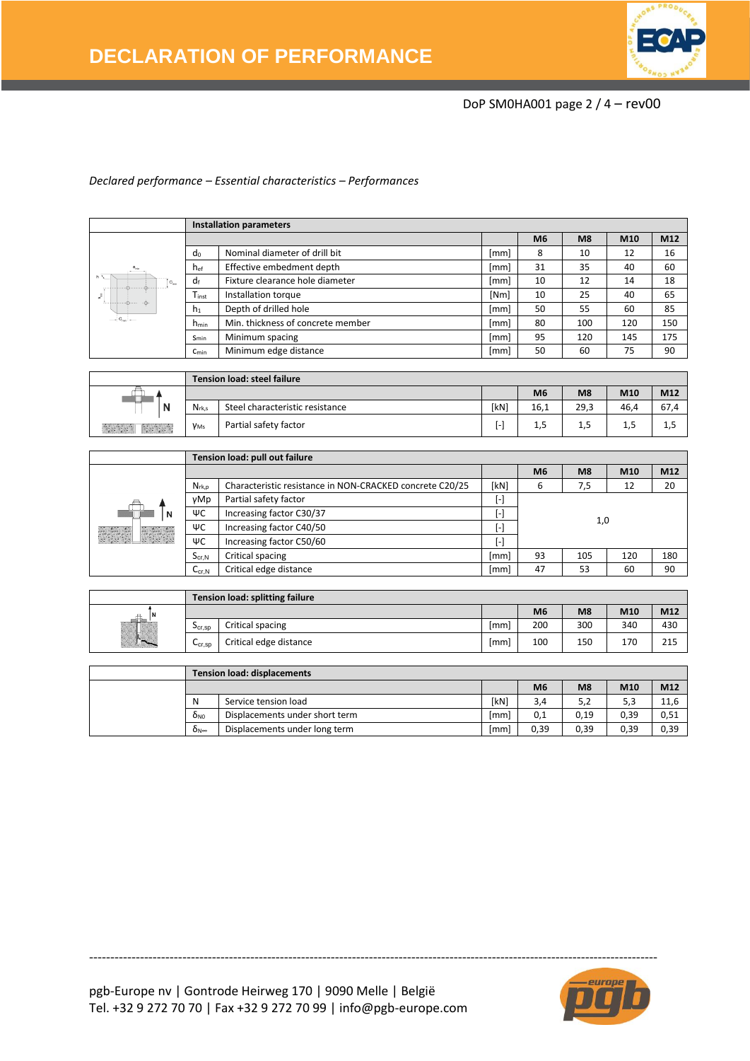*Declared performance – Essential characteristics – Performances*

| Installation parameters | | | M6 | M8 | M10 | M12 |
|---|---|---|---|---|---|---|
| $d_0$ | Nominal diameter of drill bit | [mm] | 8 | 10 | 12 | 16 |
| $h_{ef}$ | Effective embedment depth | [mm] | 31 | 35 | 40 | 60 |
| $d_f$ | Fixture clearance hole diameter | [mm] | 10 | 12 | 14 | 18 |
| $T_{inst}$ | Installation torque | [Nm] | 10 | 25 | 40 | 65 |
| $h_1$ | Depth of drilled hole | [mm] | 50 | 55 | 60 | 85 |
| $h_{min}$ | Min. thickness of concrete member | [mm] | 80 | 100 | 120 | 150 |
| $s_{min}$ | Minimum spacing | [mm] | 95 | 120 | 145 | 175 |
| $c_{min}$ | Minimum edge distance | [mm] | 50 | 60 | 75 | 90 |

| Tension load: steel failure | | | M6 | M8 | M10 | M12 |
|---|---|---|---|---|---|---|
| $N_{rk,s}$ | Steel characteristic resistance | [kN] | 16,1 | 29,3 | 46,4 | 67,4 |
| $\gamma_{Ms}$ | Partial safety factor | [-] | 1,5 | 1,5 | 1,5 | 1,5 |

| Tension load: pull out failure | | | M6 | M8 | M10 | M12 |
|---|---|---|---|---|---|---|
| $N_{rk,p}$ | Characteristic resistance in NON-CRACKED concrete C20/25 | [kN] | 6 | 7,5 | 12 | 20 |
| $\gamma_{Mp}$ | Partial safety factor | [-] | 1,0 | | | |
| $\Psi_C$ | Increasing factor C30/37 | [-] | | | | |
| $\Psi_C$ | Increasing factor C40/50 | [-] | | | | |
| $\Psi_C$ | Increasing factor C50/60 | [-] | | | | |
| $S_{cr,N}$ | Critical spacing | [mm] | 93 | 105 | 120 | 180 |
| $C_{cr,N}$ | Critical edge distance | [mm] | 47 | 53 | 60 | 90 |

| Tension load: splitting failure | | | M6 | M8 | M10 | M12 |
|---|---|---|---|---|---|---|
| $S_{cr,sp}$ | Critical spacing | [mm] | 200 | 300 | 340 | 430 |
| $C_{cr,sp}$ | Critical edge distance | [mm] | 100 | 150 | 170 | 215 |

| Tension load: displacements | | | M6 | M8 | M10 | M12 |
|---|---|---|---|---|---|---|
| N | Service tension load | [kN] | 3,4 | 5,2 | 5,3 | 11,6 |
| $\delta_{N0}$ | Displacements under short term | [mm] | 0,1 | 0,19 | 0,39 | 0,51 |
| $\delta_{N\infty}$ | Displacements under long term | [mm] | 0,39 | 0,39 | 0,39 | 0,39 |

pgb-Europe nv | Gontrode Heirweg 170 | 9090 Melle | België
Tel. +32 9 272 70 70 | Fax +32 9 272 70 99 | info@pgb-europe.com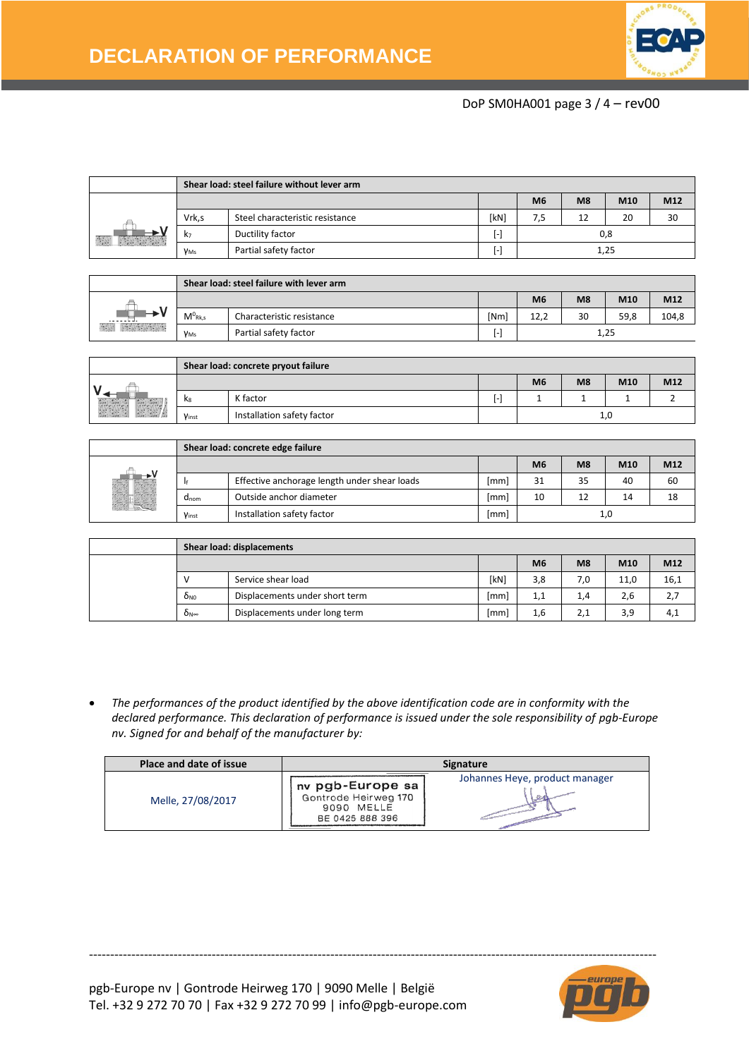| | Shear load: steel failure without lever arm | | | | | |
|---|---|---|---|---|---|---|
| | | | M6 | M8 | M10 | M12 |
| $V_{rk,s}$ | Steel characteristic resistance | [kN] | 7,5 | 12 | 20 | 30 |
| $k_7$ | Ductility factor | [-] | 0,8 | | | |
| $\gamma_{Ms}$ | Partial safety factor | [-] | 1,25 | | | |

| | Shear load: steel failure with lever arm | | | | | |
|---|---|---|---|---|---|---|
| | | | M6 | M8 | M10 | M12 |
| $M^0_{Rk,s}$ | Characteristic resistance | [Nm] | 12,2 | 30 | 59,8 | 104,8 |
| $\gamma_{Ms}$ | Partial safety factor | [-] | 1,25 | | | |

| | Shear load: concrete pryout failure | | | | | |
|---|---|---|---|---|---|---|
| | | | M6 | M8 | M10 | M12 |
| $k_8$ | K factor | [-] | 1 | 1 | 1 | 2 |
| $\gamma_{inst}$ | Installation safety factor | | 1,0 | | | |

| | Shear load: concrete edge failure | | | | | |
|---|---|---|---|---|---|---|
| | | | M6 | M8 | M10 | M12 |
| $l_f$ | Effective anchorage length under shear loads | [mm] | 31 | 35 | 40 | 60 |
| $d_{nom}$ | Outside anchor diameter | [mm] | 10 | 12 | 14 | 18 |
| $\gamma_{inst}$ | Installation safety factor | [mm] | 1,0 | | | |

| | Shear load: displacements | | | | | |
|---|---|---|---|---|---|---|
| | | | M6 | M8 | M10 | M12 |
| V | Service shear load | [kN] | 3,8 | 7,0 | 11,0 | 16,1 |
| $\delta_{N0}$ | Displacements under short term | [mm] | 1,1 | 1,4 | 2,6 | 2,7 |
| $\delta_{N\infty}$ | Displacements under long term | [mm] | 1,6 | 2,1 | 3,9 | 4,1 |

- *The performances of the product identified by the above identification code are in conformity with the declared performance. This declaration of performance is issued under the sole responsibility of pgb-Europe nv. Signed for and behalf of the manufacturer by:*

| Place and date of issue | Signature |
|---|---|
| Melle, 27/08/2017 | nv pgb-Europe sa, Gontrode Heirweg 170, 9090 MELLE, BE 0425 888 396 — Johannes Heye, product manager |

pgb-Europe nv | Gontrode Heirweg 170 | 9090 Melle | België
Tel. +32 9 272 70 70 | Fax +32 9 272 70 99 | info@pgb-europe.com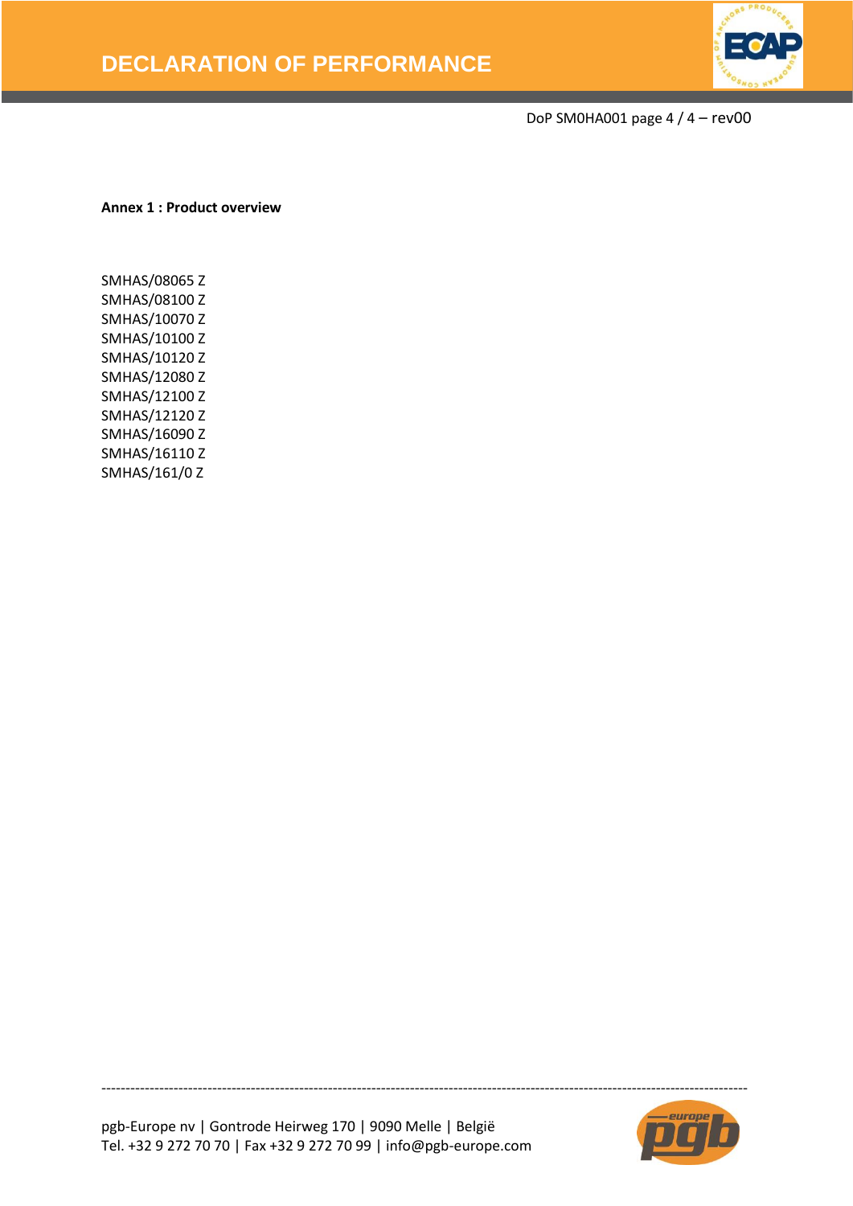**Annex 1 : Product overview**

SMHAS/08065 Z
SMHAS/08100 Z
SMHAS/10070 Z
SMHAS/10100 Z
SMHAS/10120 Z
SMHAS/12080 Z
SMHAS/12100 Z
SMHAS/12120 Z
SMHAS/16090 Z
SMHAS/16110 Z
SMHAS/161/0 Z